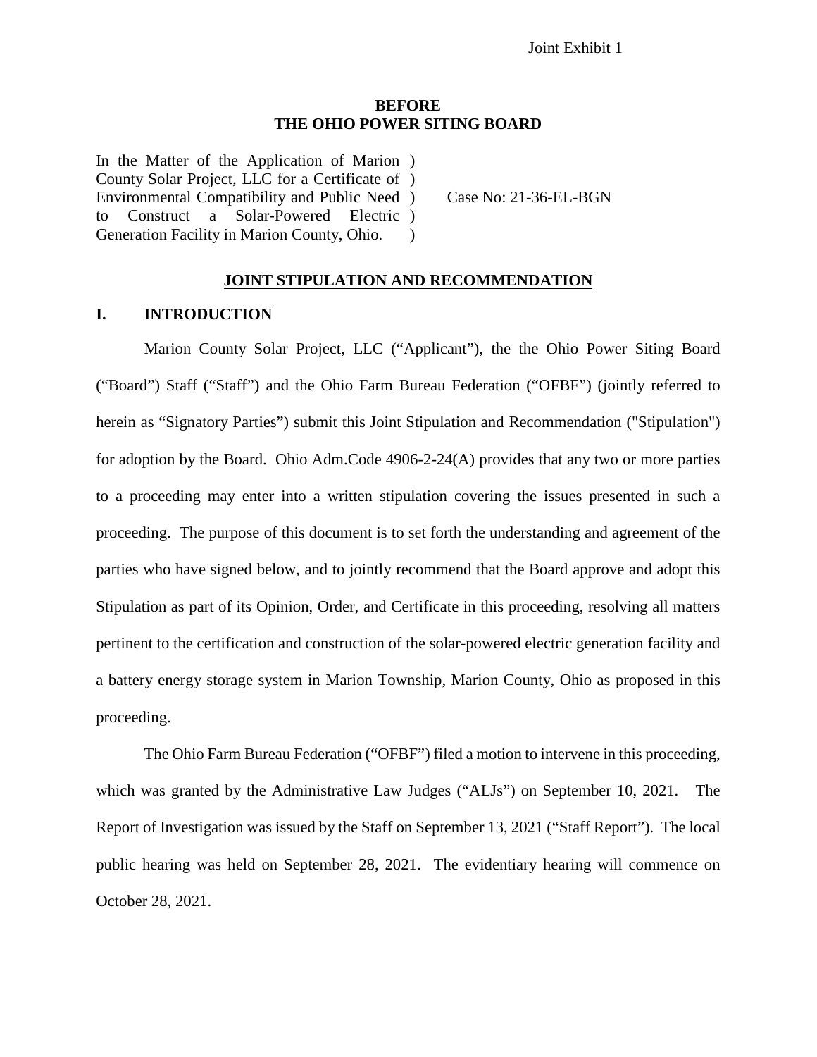Joint Exhibit 1

**BEFORE**
**THE OHIO POWER SITING BOARD**

In the Matter of the Application of Marion County Solar Project, LLC for a Certificate of Environmental Compatibility and Public Need to Construct a Solar-Powered Electric Generation Facility in Marion County, Ohio. ) Case No: 21-36-EL-BGN

**JOINT STIPULATION AND RECOMMENDATION**

## I. INTRODUCTION

Marion County Solar Project, LLC ("Applicant"), the the Ohio Power Siting Board ("Board") Staff ("Staff") and the Ohio Farm Bureau Federation ("OFBF") (jointly referred to herein as "Signatory Parties") submit this Joint Stipulation and Recommendation ("Stipulation") for adoption by the Board. Ohio Adm.Code 4906-2-24(A) provides that any two or more parties to a proceeding may enter into a written stipulation covering the issues presented in such a proceeding. The purpose of this document is to set forth the understanding and agreement of the parties who have signed below, and to jointly recommend that the Board approve and adopt this Stipulation as part of its Opinion, Order, and Certificate in this proceeding, resolving all matters pertinent to the certification and construction of the solar-powered electric generation facility and a battery energy storage system in Marion Township, Marion County, Ohio as proposed in this proceeding.

The Ohio Farm Bureau Federation ("OFBF") filed a motion to intervene in this proceeding, which was granted by the Administrative Law Judges ("ALJs") on September 10, 2021. The Report of Investigation was issued by the Staff on September 13, 2021 ("Staff Report"). The local public hearing was held on September 28, 2021. The evidentiary hearing will commence on October 28, 2021.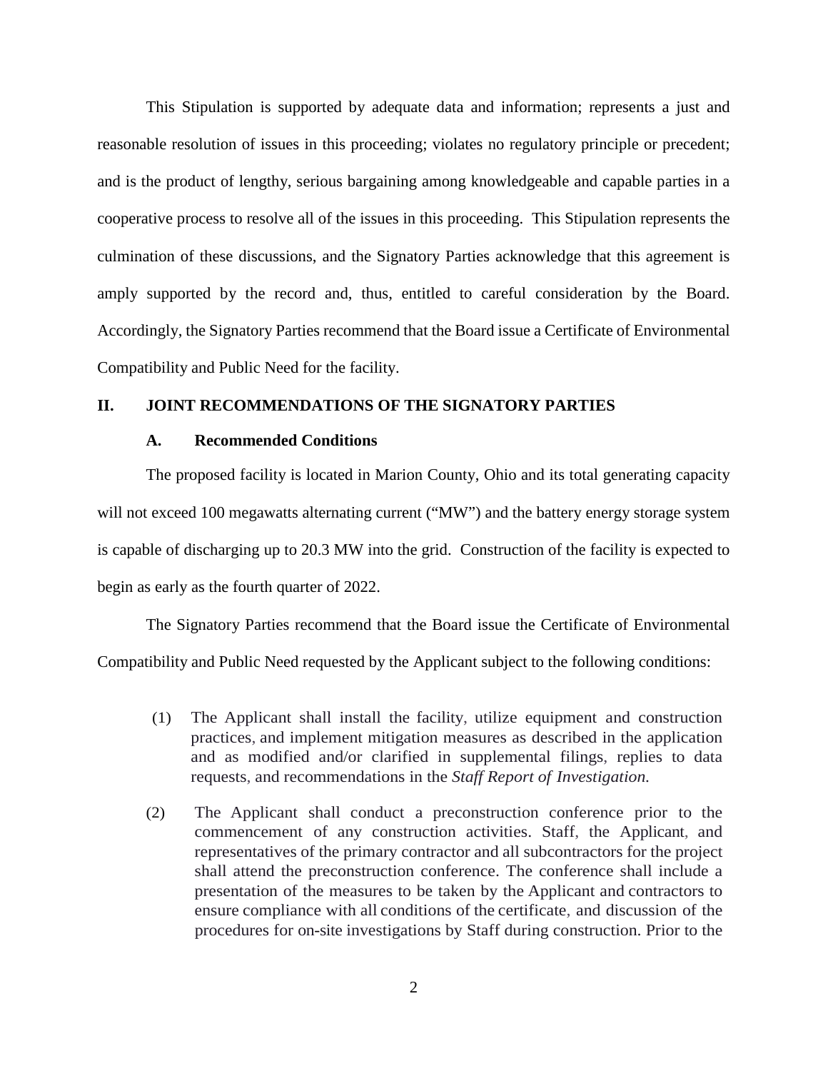This Stipulation is supported by adequate data and information; represents a just and reasonable resolution of issues in this proceeding; violates no regulatory principle or precedent; and is the product of lengthy, serious bargaining among knowledgeable and capable parties in a cooperative process to resolve all of the issues in this proceeding. This Stipulation represents the culmination of these discussions, and the Signatory Parties acknowledge that this agreement is amply supported by the record and, thus, entitled to careful consideration by the Board. Accordingly, the Signatory Parties recommend that the Board issue a Certificate of Environmental Compatibility and Public Need for the facility.

## II. JOINT RECOMMENDATIONS OF THE SIGNATORY PARTIES

### A. Recommended Conditions

The proposed facility is located in Marion County, Ohio and its total generating capacity will not exceed 100 megawatts alternating current ("MW") and the battery energy storage system is capable of discharging up to 20.3 MW into the grid. Construction of the facility is expected to begin as early as the fourth quarter of 2022.

The Signatory Parties recommend that the Board issue the Certificate of Environmental Compatibility and Public Need requested by the Applicant subject to the following conditions:

(1) The Applicant shall install the facility, utilize equipment and construction practices, and implement mitigation measures as described in the application and as modified and/or clarified in supplemental filings, replies to data requests, and recommendations in the *Staff Report of Investigation.*

(2) The Applicant shall conduct a preconstruction conference prior to the commencement of any construction activities. Staff, the Applicant, and representatives of the primary contractor and all subcontractors for the project shall attend the preconstruction conference. The conference shall include a presentation of the measures to be taken by the Applicant and contractors to ensure compliance with all conditions of the certificate, and discussion of the procedures for on-site investigations by Staff during construction. Prior to the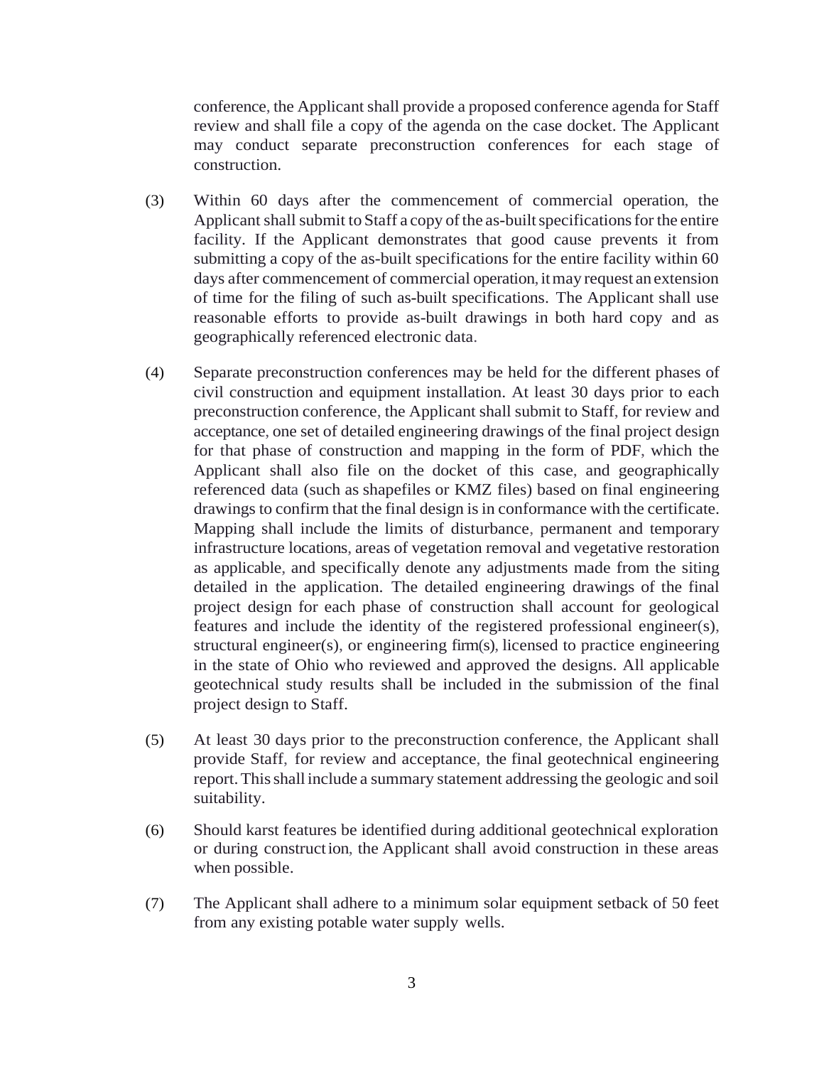conference, the Applicant shall provide a proposed conference agenda for Staff review and shall file a copy of the agenda on the case docket. The Applicant may conduct separate preconstruction conferences for each stage of construction.

(3) Within 60 days after the commencement of commercial operation, the Applicant shall submit to Staff a copy of the as-built specifications for the entire facility. If the Applicant demonstrates that good cause prevents it from submitting a copy of the as-built specifications for the entire facility within 60 days after commencement of commercial operation, it may request an extension of time for the filing of such as-built specifications. The Applicant shall use reasonable efforts to provide as-built drawings in both hard copy and as geographically referenced electronic data.

(4) Separate preconstruction conferences may be held for the different phases of civil construction and equipment installation. At least 30 days prior to each preconstruction conference, the Applicant shall submit to Staff, for review and acceptance, one set of detailed engineering drawings of the final project design for that phase of construction and mapping in the form of PDF, which the Applicant shall also file on the docket of this case, and geographically referenced data (such as shapefiles or KMZ files) based on final engineering drawings to confirm that the final design is in conformance with the certificate. Mapping shall include the limits of disturbance, permanent and temporary infrastructure locations, areas of vegetation removal and vegetative restoration as applicable, and specifically denote any adjustments made from the siting detailed in the application. The detailed engineering drawings of the final project design for each phase of construction shall account for geological features and include the identity of the registered professional engineer(s), structural engineer(s), or engineering firm(s), licensed to practice engineering in the state of Ohio who reviewed and approved the designs. All applicable geotechnical study results shall be included in the submission of the final project design to Staff.

(5) At least 30 days prior to the preconstruction conference, the Applicant shall provide Staff, for review and acceptance, the final geotechnical engineering report. This shall include a summary statement addressing the geologic and soil suitability.

(6) Should karst features be identified during additional geotechnical exploration or during construction, the Applicant shall avoid construction in these areas when possible.

(7) The Applicant shall adhere to a minimum solar equipment setback of 50 feet from any existing potable water supply wells.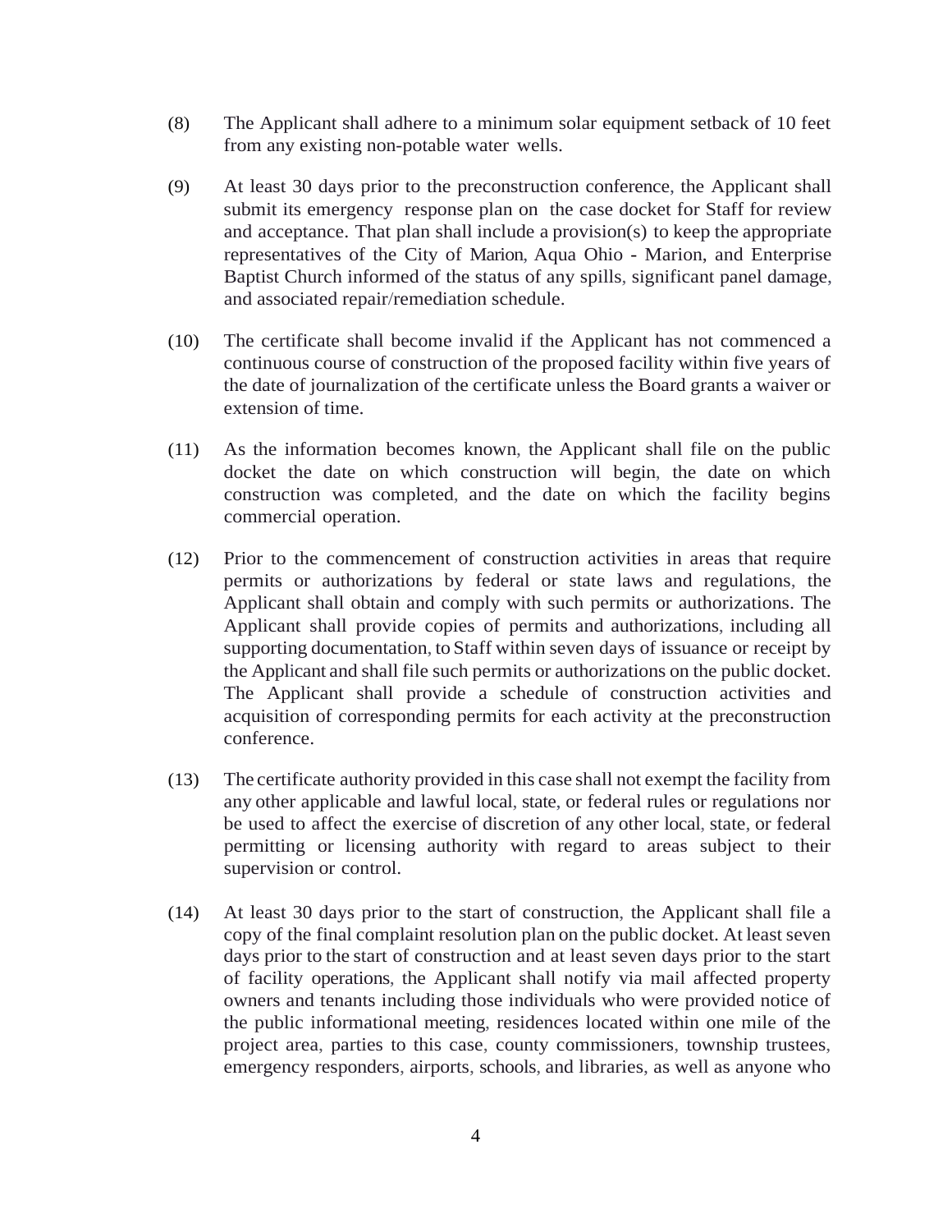(8) The Applicant shall adhere to a minimum solar equipment setback of 10 feet from any existing non-potable water wells.

(9) At least 30 days prior to the preconstruction conference, the Applicant shall submit its emergency response plan on the case docket for Staff for review and acceptance. That plan shall include a provision(s) to keep the appropriate representatives of the City of Marion, Aqua Ohio - Marion, and Enterprise Baptist Church informed of the status of any spills, significant panel damage, and associated repair/remediation schedule.

(10) The certificate shall become invalid if the Applicant has not commenced a continuous course of construction of the proposed facility within five years of the date of journalization of the certificate unless the Board grants a waiver or extension of time.

(11) As the information becomes known, the Applicant shall file on the public docket the date on which construction will begin, the date on which construction was completed, and the date on which the facility begins commercial operation.

(12) Prior to the commencement of construction activities in areas that require permits or authorizations by federal or state laws and regulations, the Applicant shall obtain and comply with such permits or authorizations. The Applicant shall provide copies of permits and authorizations, including all supporting documentation, to Staff within seven days of issuance or receipt by the Applicant and shall file such permits or authorizations on the public docket. The Applicant shall provide a schedule of construction activities and acquisition of corresponding permits for each activity at the preconstruction conference.

(13) The certificate authority provided in this case shall not exempt the facility from any other applicable and lawful local, state, or federal rules or regulations nor be used to affect the exercise of discretion of any other local, state, or federal permitting or licensing authority with regard to areas subject to their supervision or control.

(14) At least 30 days prior to the start of construction, the Applicant shall file a copy of the final complaint resolution plan on the public docket. At least seven days prior to the start of construction and at least seven days prior to the start of facility operations, the Applicant shall notify via mail affected property owners and tenants including those individuals who were provided notice of the public informational meeting, residences located within one mile of the project area, parties to this case, county commissioners, township trustees, emergency responders, airports, schools, and libraries, as well as anyone who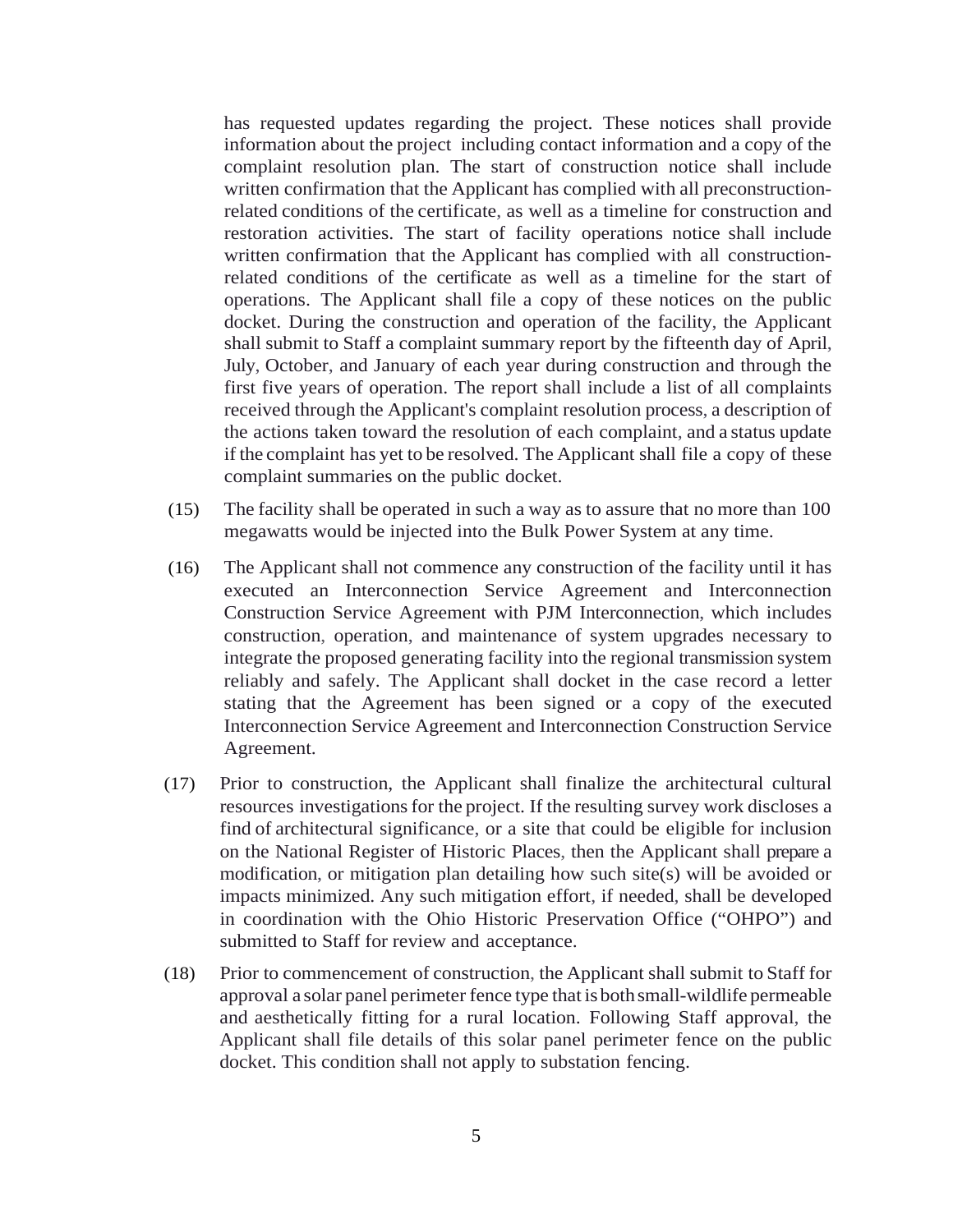has requested updates regarding the project. These notices shall provide information about the project including contact information and a copy of the complaint resolution plan. The start of construction notice shall include written confirmation that the Applicant has complied with all preconstruction-related conditions of the certificate, as well as a timeline for construction and restoration activities. The start of facility operations notice shall include written confirmation that the Applicant has complied with all construction-related conditions of the certificate as well as a timeline for the start of operations. The Applicant shall file a copy of these notices on the public docket. During the construction and operation of the facility, the Applicant shall submit to Staff a complaint summary report by the fifteenth day of April, July, October, and January of each year during construction and through the first five years of operation. The report shall include a list of all complaints received through the Applicant's complaint resolution process, a description of the actions taken toward the resolution of each complaint, and a status update if the complaint has yet to be resolved. The Applicant shall file a copy of these complaint summaries on the public docket.

(15) The facility shall be operated in such a way as to assure that no more than 100 megawatts would be injected into the Bulk Power System at any time.

(16) The Applicant shall not commence any construction of the facility until it has executed an Interconnection Service Agreement and Interconnection Construction Service Agreement with PJM Interconnection, which includes construction, operation, and maintenance of system upgrades necessary to integrate the proposed generating facility into the regional transmission system reliably and safely. The Applicant shall docket in the case record a letter stating that the Agreement has been signed or a copy of the executed Interconnection Service Agreement and Interconnection Construction Service Agreement.

(17) Prior to construction, the Applicant shall finalize the architectural cultural resources investigations for the project. If the resulting survey work discloses a find of architectural significance, or a site that could be eligible for inclusion on the National Register of Historic Places, then the Applicant shall prepare a modification, or mitigation plan detailing how such site(s) will be avoided or impacts minimized. Any such mitigation effort, if needed, shall be developed in coordination with the Ohio Historic Preservation Office ("OHPO") and submitted to Staff for review and acceptance.

(18) Prior to commencement of construction, the Applicant shall submit to Staff for approval a solar panel perimeter fence type that is both small-wildlife permeable and aesthetically fitting for a rural location. Following Staff approval, the Applicant shall file details of this solar panel perimeter fence on the public docket. This condition shall not apply to substation fencing.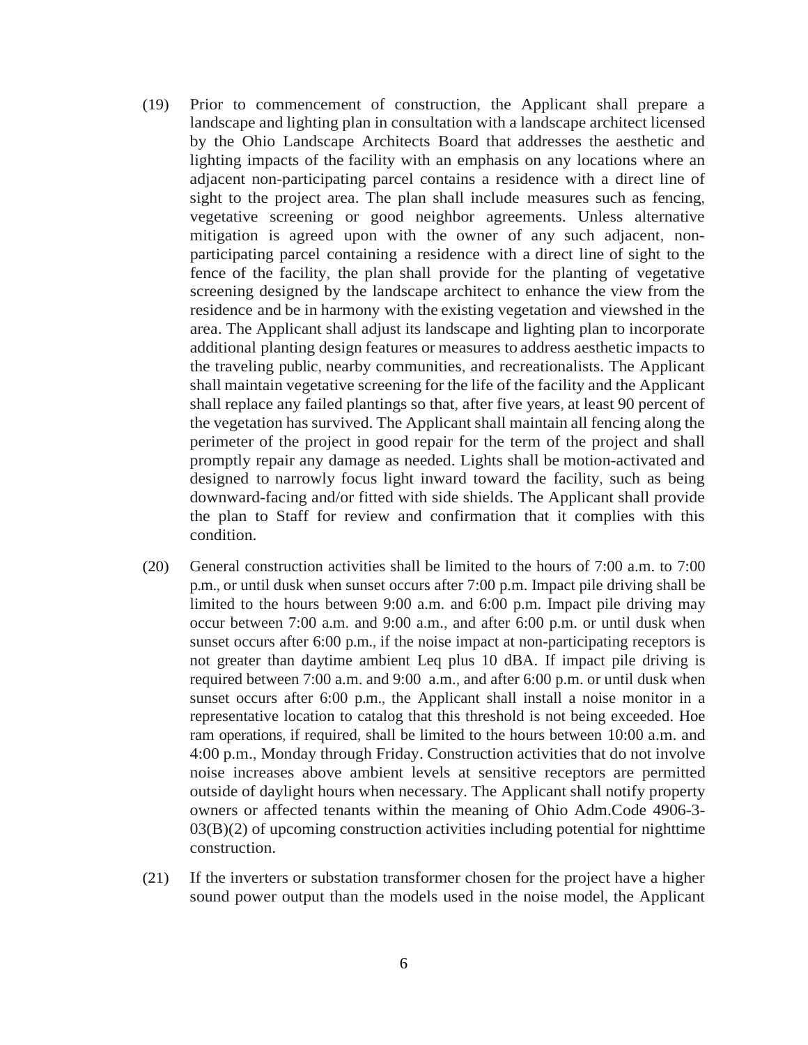(19) Prior to commencement of construction, the Applicant shall prepare a landscape and lighting plan in consultation with a landscape architect licensed by the Ohio Landscape Architects Board that addresses the aesthetic and lighting impacts of the facility with an emphasis on any locations where an adjacent non-participating parcel contains a residence with a direct line of sight to the project area. The plan shall include measures such as fencing, vegetative screening or good neighbor agreements. Unless alternative mitigation is agreed upon with the owner of any such adjacent, non-participating parcel containing a residence with a direct line of sight to the fence of the facility, the plan shall provide for the planting of vegetative screening designed by the landscape architect to enhance the view from the residence and be in harmony with the existing vegetation and viewshed in the area. The Applicant shall adjust its landscape and lighting plan to incorporate additional planting design features or measures to address aesthetic impacts to the traveling public, nearby communities, and recreationalists. The Applicant shall maintain vegetative screening for the life of the facility and the Applicant shall replace any failed plantings so that, after five years, at least 90 percent of the vegetation has survived. The Applicant shall maintain all fencing along the perimeter of the project in good repair for the term of the project and shall promptly repair any damage as needed. Lights shall be motion-activated and designed to narrowly focus light inward toward the facility, such as being downward-facing and/or fitted with side shields. The Applicant shall provide the plan to Staff for review and confirmation that it complies with this condition.

(20) General construction activities shall be limited to the hours of 7:00 a.m. to 7:00 p.m., or until dusk when sunset occurs after 7:00 p.m. Impact pile driving shall be limited to the hours between 9:00 a.m. and 6:00 p.m. Impact pile driving may occur between 7:00 a.m. and 9:00 a.m., and after 6:00 p.m. or until dusk when sunset occurs after 6:00 p.m., if the noise impact at non-participating receptors is not greater than daytime ambient Leq plus 10 dBA. If impact pile driving is required between 7:00 a.m. and 9:00 a.m., and after 6:00 p.m. or until dusk when sunset occurs after 6:00 p.m., the Applicant shall install a noise monitor in a representative location to catalog that this threshold is not being exceeded. Hoe ram operations, if required, shall be limited to the hours between 10:00 a.m. and 4:00 p.m., Monday through Friday. Construction activities that do not involve noise increases above ambient levels at sensitive receptors are permitted outside of daylight hours when necessary. The Applicant shall notify property owners or affected tenants within the meaning of Ohio Adm.Code 4906-3-03(B)(2) of upcoming construction activities including potential for nighttime construction.

(21) If the inverters or substation transformer chosen for the project have a higher sound power output than the models used in the noise model, the Applicant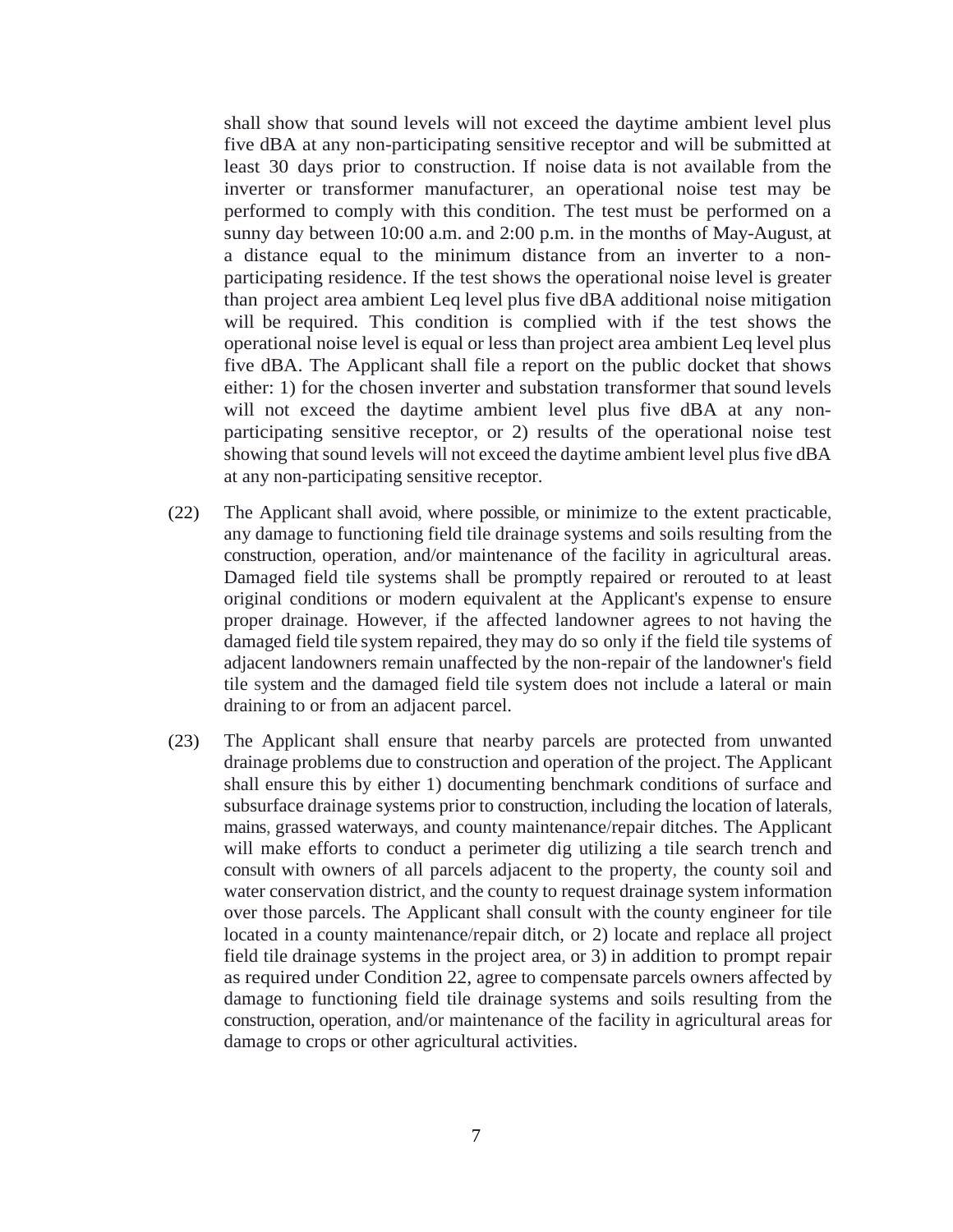shall show that sound levels will not exceed the daytime ambient level plus five dBA at any non-participating sensitive receptor and will be submitted at least 30 days prior to construction. If noise data is not available from the inverter or transformer manufacturer, an operational noise test may be performed to comply with this condition. The test must be performed on a sunny day between 10:00 a.m. and 2:00 p.m. in the months of May-August, at a distance equal to the minimum distance from an inverter to a non-participating residence. If the test shows the operational noise level is greater than project area ambient Leq level plus five dBA additional noise mitigation will be required. This condition is complied with if the test shows the operational noise level is equal or less than project area ambient Leq level plus five dBA. The Applicant shall file a report on the public docket that shows either: 1) for the chosen inverter and substation transformer that sound levels will not exceed the daytime ambient level plus five dBA at any non-participating sensitive receptor, or 2) results of the operational noise test showing that sound levels will not exceed the daytime ambient level plus five dBA at any non-participating sensitive receptor.

(22) The Applicant shall avoid, where possible, or minimize to the extent practicable, any damage to functioning field tile drainage systems and soils resulting from the construction, operation, and/or maintenance of the facility in agricultural areas. Damaged field tile systems shall be promptly repaired or rerouted to at least original conditions or modern equivalent at the Applicant's expense to ensure proper drainage. However, if the affected landowner agrees to not having the damaged field tile system repaired, they may do so only if the field tile systems of adjacent landowners remain unaffected by the non-repair of the landowner's field tile system and the damaged field tile system does not include a lateral or main draining to or from an adjacent parcel.

(23) The Applicant shall ensure that nearby parcels are protected from unwanted drainage problems due to construction and operation of the project. The Applicant shall ensure this by either 1) documenting benchmark conditions of surface and subsurface drainage systems prior to construction, including the location of laterals, mains, grassed waterways, and county maintenance/repair ditches. The Applicant will make efforts to conduct a perimeter dig utilizing a tile search trench and consult with owners of all parcels adjacent to the property, the county soil and water conservation district, and the county to request drainage system information over those parcels. The Applicant shall consult with the county engineer for tile located in a county maintenance/repair ditch, or 2) locate and replace all project field tile drainage systems in the project area, or 3) in addition to prompt repair as required under Condition 22, agree to compensate parcels owners affected by damage to functioning field tile drainage systems and soils resulting from the construction, operation, and/or maintenance of the facility in agricultural areas for damage to crops or other agricultural activities.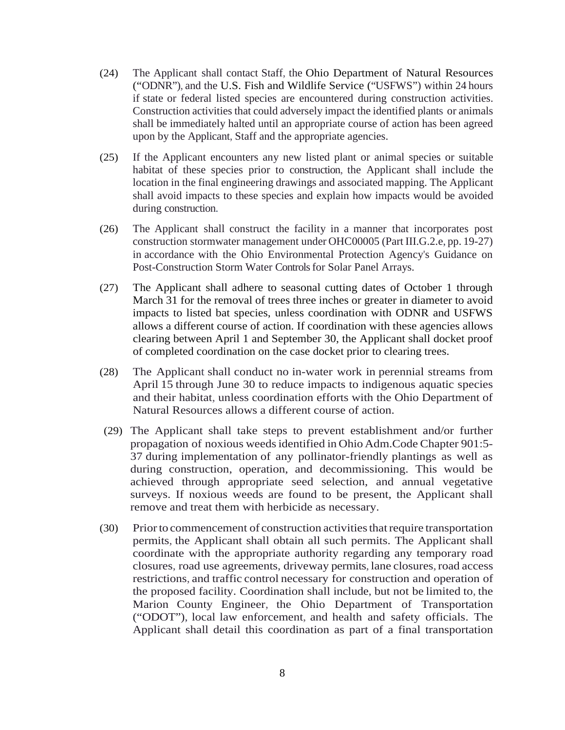(24) The Applicant shall contact Staff, the Ohio Department of Natural Resources ("ODNR"), and the U.S. Fish and Wildlife Service ("USFWS") within 24 hours if state or federal listed species are encountered during construction activities. Construction activities that could adversely impact the identified plants or animals shall be immediately halted until an appropriate course of action has been agreed upon by the Applicant, Staff and the appropriate agencies.

(25) If the Applicant encounters any new listed plant or animal species or suitable habitat of these species prior to construction, the Applicant shall include the location in the final engineering drawings and associated mapping. The Applicant shall avoid impacts to these species and explain how impacts would be avoided during construction.

(26) The Applicant shall construct the facility in a manner that incorporates post construction stormwater management under OHC00005 (Part III.G.2.e, pp. 19-27) in accordance with the Ohio Environmental Protection Agency's Guidance on Post-Construction Storm Water Controls for Solar Panel Arrays.

(27) The Applicant shall adhere to seasonal cutting dates of October 1 through March 31 for the removal of trees three inches or greater in diameter to avoid impacts to listed bat species, unless coordination with ODNR and USFWS allows a different course of action. If coordination with these agencies allows clearing between April 1 and September 30, the Applicant shall docket proof of completed coordination on the case docket prior to clearing trees.

(28) The Applicant shall conduct no in-water work in perennial streams from April 15 through June 30 to reduce impacts to indigenous aquatic species and their habitat, unless coordination efforts with the Ohio Department of Natural Resources allows a different course of action.

(29) The Applicant shall take steps to prevent establishment and/or further propagation of noxious weeds identified in Ohio Adm.Code Chapter 901:5-37 during implementation of any pollinator-friendly plantings as well as during construction, operation, and decommissioning. This would be achieved through appropriate seed selection, and annual vegetative surveys. If noxious weeds are found to be present, the Applicant shall remove and treat them with herbicide as necessary.

(30) Prior to commencement of construction activities that require transportation permits, the Applicant shall obtain all such permits. The Applicant shall coordinate with the appropriate authority regarding any temporary road closures, road use agreements, driveway permits, lane closures, road access restrictions, and traffic control necessary for construction and operation of the proposed facility. Coordination shall include, but not be limited to, the Marion County Engineer, the Ohio Department of Transportation ("ODOT"), local law enforcement, and health and safety officials. The Applicant shall detail this coordination as part of a final transportation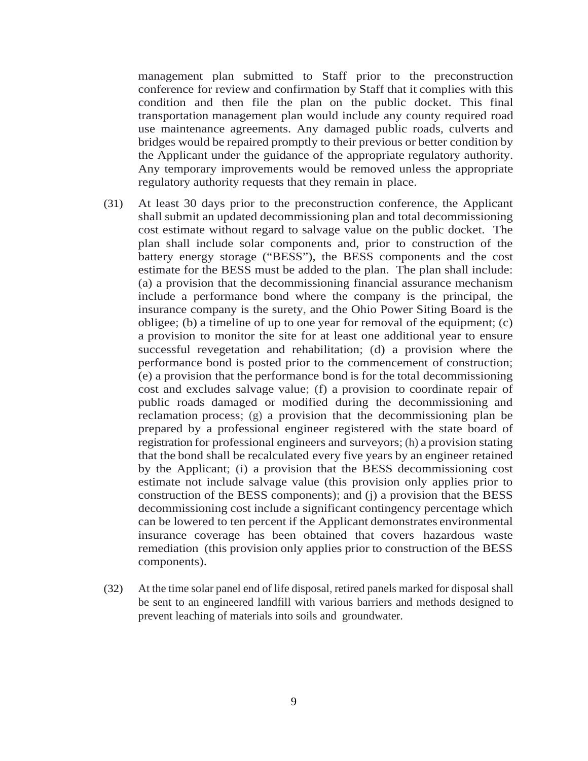management plan submitted to Staff prior to the preconstruction conference for review and confirmation by Staff that it complies with this condition and then file the plan on the public docket. This final transportation management plan would include any county required road use maintenance agreements. Any damaged public roads, culverts and bridges would be repaired promptly to their previous or better condition by the Applicant under the guidance of the appropriate regulatory authority. Any temporary improvements would be removed unless the appropriate regulatory authority requests that they remain in place.

(31) At least 30 days prior to the preconstruction conference, the Applicant shall submit an updated decommissioning plan and total decommissioning cost estimate without regard to salvage value on the public docket. The plan shall include solar components and, prior to construction of the battery energy storage ("BESS"), the BESS components and the cost estimate for the BESS must be added to the plan. The plan shall include: (a) a provision that the decommissioning financial assurance mechanism include a performance bond where the company is the principal, the insurance company is the surety, and the Ohio Power Siting Board is the obligee; (b) a timeline of up to one year for removal of the equipment; (c) a provision to monitor the site for at least one additional year to ensure successful revegetation and rehabilitation; (d) a provision where the performance bond is posted prior to the commencement of construction; (e) a provision that the performance bond is for the total decommissioning cost and excludes salvage value; (f) a provision to coordinate repair of public roads damaged or modified during the decommissioning and reclamation process; (g) a provision that the decommissioning plan be prepared by a professional engineer registered with the state board of registration for professional engineers and surveyors; (h) a provision stating that the bond shall be recalculated every five years by an engineer retained by the Applicant; (i) a provision that the BESS decommissioning cost estimate not include salvage value (this provision only applies prior to construction of the BESS components); and (j) a provision that the BESS decommissioning cost include a significant contingency percentage which can be lowered to ten percent if the Applicant demonstrates environmental insurance coverage has been obtained that covers hazardous waste remediation (this provision only applies prior to construction of the BESS components).

(32) At the time solar panel end of life disposal, retired panels marked for disposal shall be sent to an engineered landfill with various barriers and methods designed to prevent leaching of materials into soils and groundwater.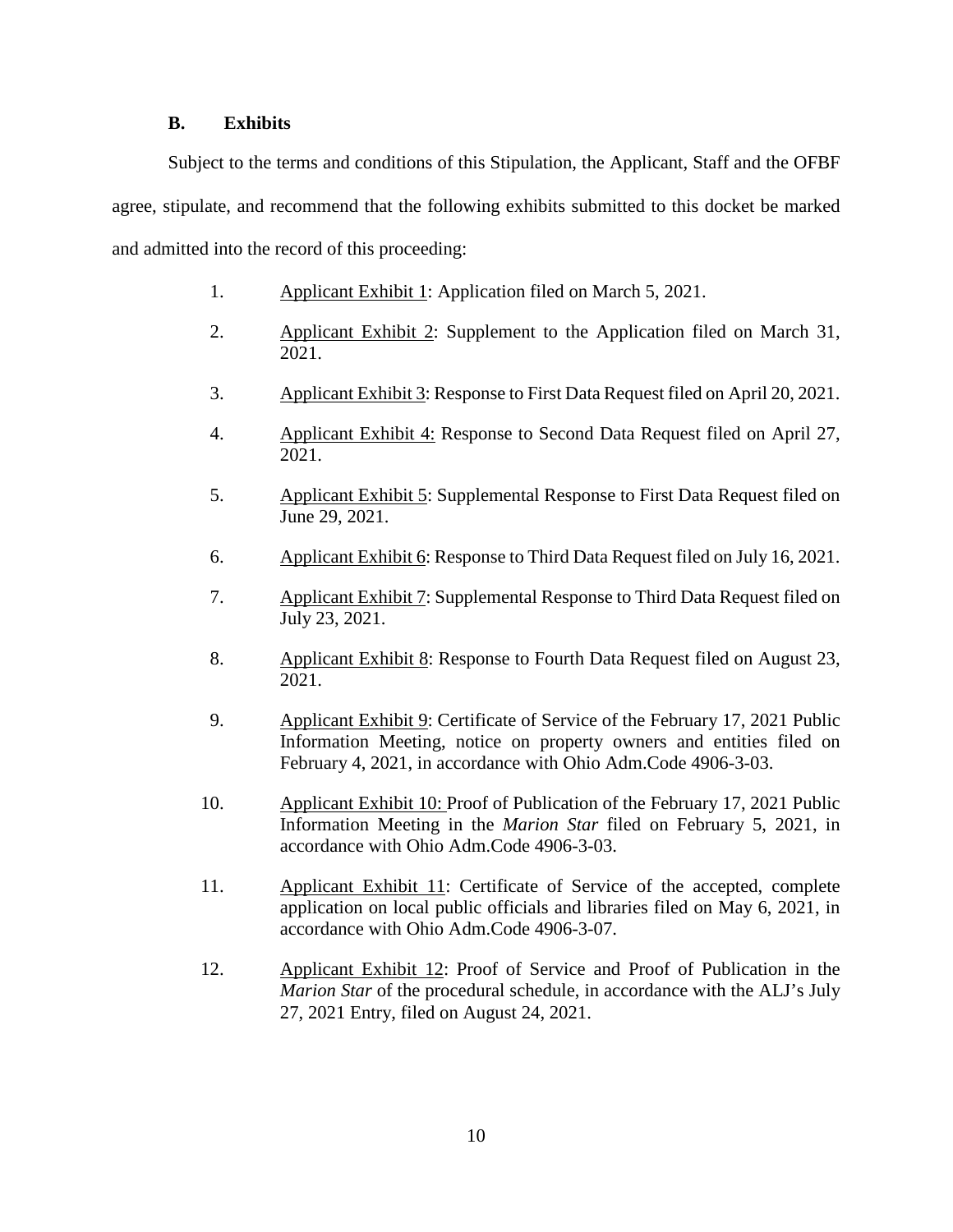### B. Exhibits

Subject to the terms and conditions of this Stipulation, the Applicant, Staff and the OFBF agree, stipulate, and recommend that the following exhibits submitted to this docket be marked and admitted into the record of this proceeding:

1. Applicant Exhibit 1: Application filed on March 5, 2021.

2. Applicant Exhibit 2: Supplement to the Application filed on March 31, 2021.

3. Applicant Exhibit 3: Response to First Data Request filed on April 20, 2021.

4. Applicant Exhibit 4: Response to Second Data Request filed on April 27, 2021.

5. Applicant Exhibit 5: Supplemental Response to First Data Request filed on June 29, 2021.

6. Applicant Exhibit 6: Response to Third Data Request filed on July 16, 2021.

7. Applicant Exhibit 7: Supplemental Response to Third Data Request filed on July 23, 2021.

8. Applicant Exhibit 8: Response to Fourth Data Request filed on August 23, 2021.

9. Applicant Exhibit 9: Certificate of Service of the February 17, 2021 Public Information Meeting, notice on property owners and entities filed on February 4, 2021, in accordance with Ohio Adm.Code 4906-3-03.

10. Applicant Exhibit 10: Proof of Publication of the February 17, 2021 Public Information Meeting in the *Marion Star* filed on February 5, 2021, in accordance with Ohio Adm.Code 4906-3-03.

11. Applicant Exhibit 11: Certificate of Service of the accepted, complete application on local public officials and libraries filed on May 6, 2021, in accordance with Ohio Adm.Code 4906-3-07.

12. Applicant Exhibit 12: Proof of Service and Proof of Publication in the *Marion Star* of the procedural schedule, in accordance with the ALJ's July 27, 2021 Entry, filed on August 24, 2021.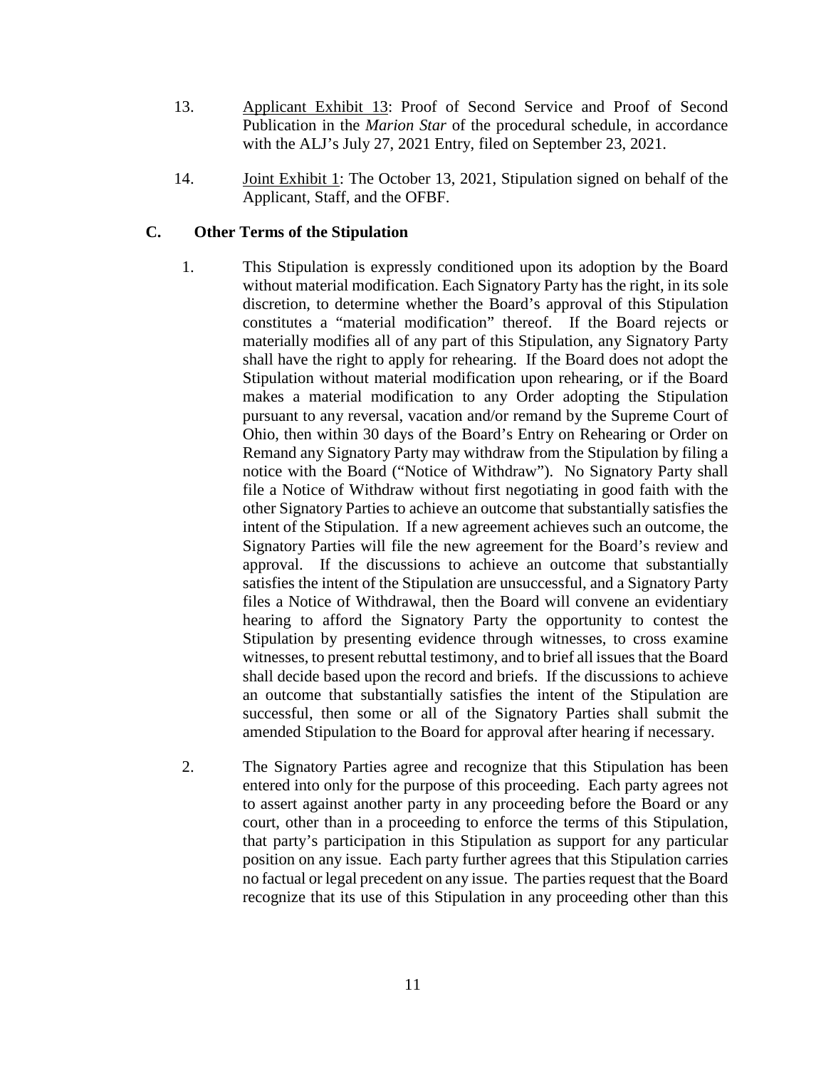13. Applicant Exhibit 13: Proof of Second Service and Proof of Second Publication in the *Marion Star* of the procedural schedule, in accordance with the ALJ's July 27, 2021 Entry, filed on September 23, 2021.

14. Joint Exhibit 1: The October 13, 2021, Stipulation signed on behalf of the Applicant, Staff, and the OFBF.

## C. Other Terms of the Stipulation

1. This Stipulation is expressly conditioned upon its adoption by the Board without material modification. Each Signatory Party has the right, in its sole discretion, to determine whether the Board's approval of this Stipulation constitutes a "material modification" thereof. If the Board rejects or materially modifies all of any part of this Stipulation, any Signatory Party shall have the right to apply for rehearing. If the Board does not adopt the Stipulation without material modification upon rehearing, or if the Board makes a material modification to any Order adopting the Stipulation pursuant to any reversal, vacation and/or remand by the Supreme Court of Ohio, then within 30 days of the Board's Entry on Rehearing or Order on Remand any Signatory Party may withdraw from the Stipulation by filing a notice with the Board ("Notice of Withdraw"). No Signatory Party shall file a Notice of Withdraw without first negotiating in good faith with the other Signatory Parties to achieve an outcome that substantially satisfies the intent of the Stipulation. If a new agreement achieves such an outcome, the Signatory Parties will file the new agreement for the Board's review and approval. If the discussions to achieve an outcome that substantially satisfies the intent of the Stipulation are unsuccessful, and a Signatory Party files a Notice of Withdrawal, then the Board will convene an evidentiary hearing to afford the Signatory Party the opportunity to contest the Stipulation by presenting evidence through witnesses, to cross examine witnesses, to present rebuttal testimony, and to brief all issues that the Board shall decide based upon the record and briefs. If the discussions to achieve an outcome that substantially satisfies the intent of the Stipulation are successful, then some or all of the Signatory Parties shall submit the amended Stipulation to the Board for approval after hearing if necessary.

2. The Signatory Parties agree and recognize that this Stipulation has been entered into only for the purpose of this proceeding. Each party agrees not to assert against another party in any proceeding before the Board or any court, other than in a proceeding to enforce the terms of this Stipulation, that party's participation in this Stipulation as support for any particular position on any issue. Each party further agrees that this Stipulation carries no factual or legal precedent on any issue. The parties request that the Board recognize that its use of this Stipulation in any proceeding other than this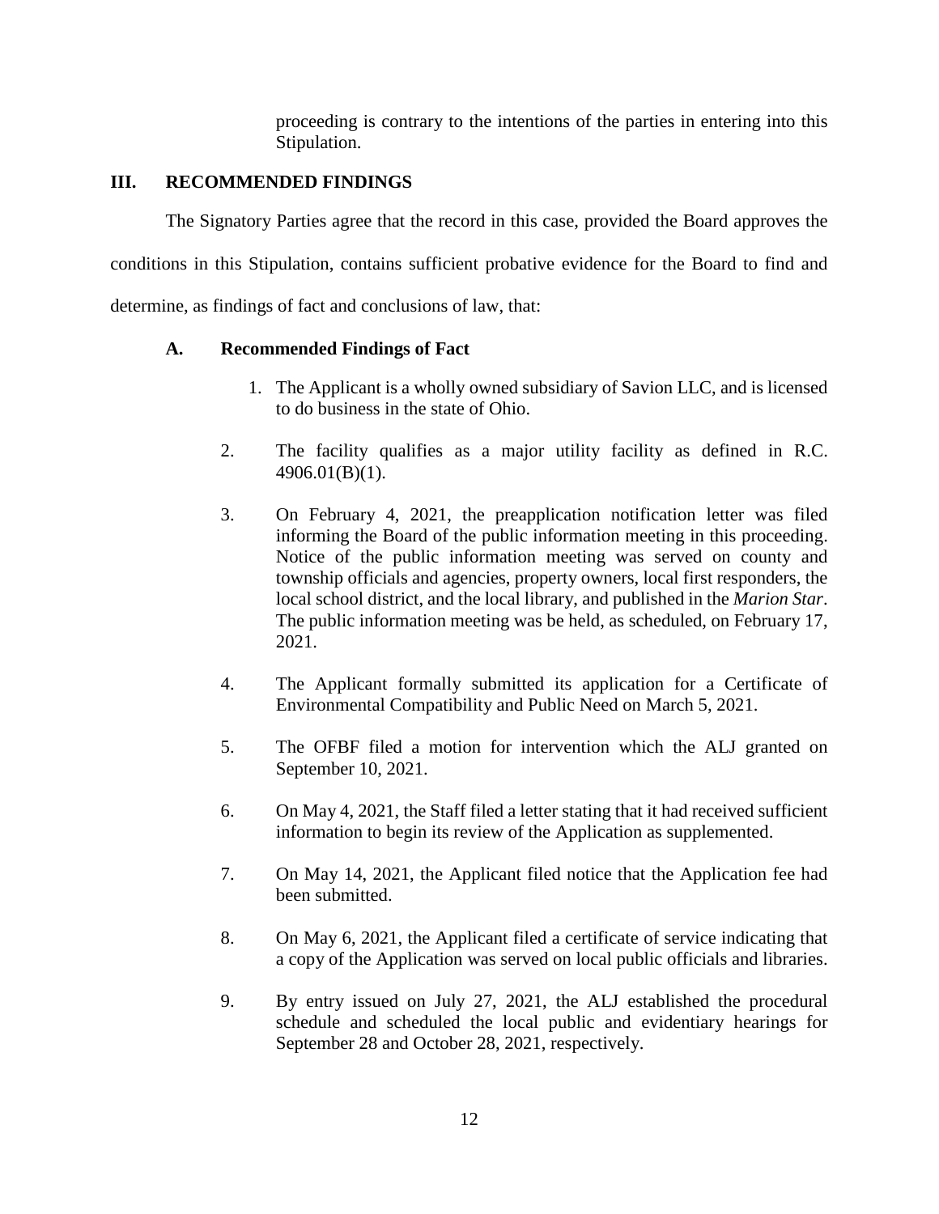proceeding is contrary to the intentions of the parties in entering into this Stipulation.

## III. RECOMMENDED FINDINGS

The Signatory Parties agree that the record in this case, provided the Board approves the conditions in this Stipulation, contains sufficient probative evidence for the Board to find and determine, as findings of fact and conclusions of law, that:

### A. Recommended Findings of Fact

1. The Applicant is a wholly owned subsidiary of Savion LLC, and is licensed to do business in the state of Ohio.

2. The facility qualifies as a major utility facility as defined in R.C. 4906.01(B)(1).

3. On February 4, 2021, the preapplication notification letter was filed informing the Board of the public information meeting in this proceeding. Notice of the public information meeting was served on county and township officials and agencies, property owners, local first responders, the local school district, and the local library, and published in the *Marion Star*. The public information meeting was be held, as scheduled, on February 17, 2021.

4. The Applicant formally submitted its application for a Certificate of Environmental Compatibility and Public Need on March 5, 2021.

5. The OFBF filed a motion for intervention which the ALJ granted on September 10, 2021.

6. On May 4, 2021, the Staff filed a letter stating that it had received sufficient information to begin its review of the Application as supplemented.

7. On May 14, 2021, the Applicant filed notice that the Application fee had been submitted.

8. On May 6, 2021, the Applicant filed a certificate of service indicating that a copy of the Application was served on local public officials and libraries.

9. By entry issued on July 27, 2021, the ALJ established the procedural schedule and scheduled the local public and evidentiary hearings for September 28 and October 28, 2021, respectively.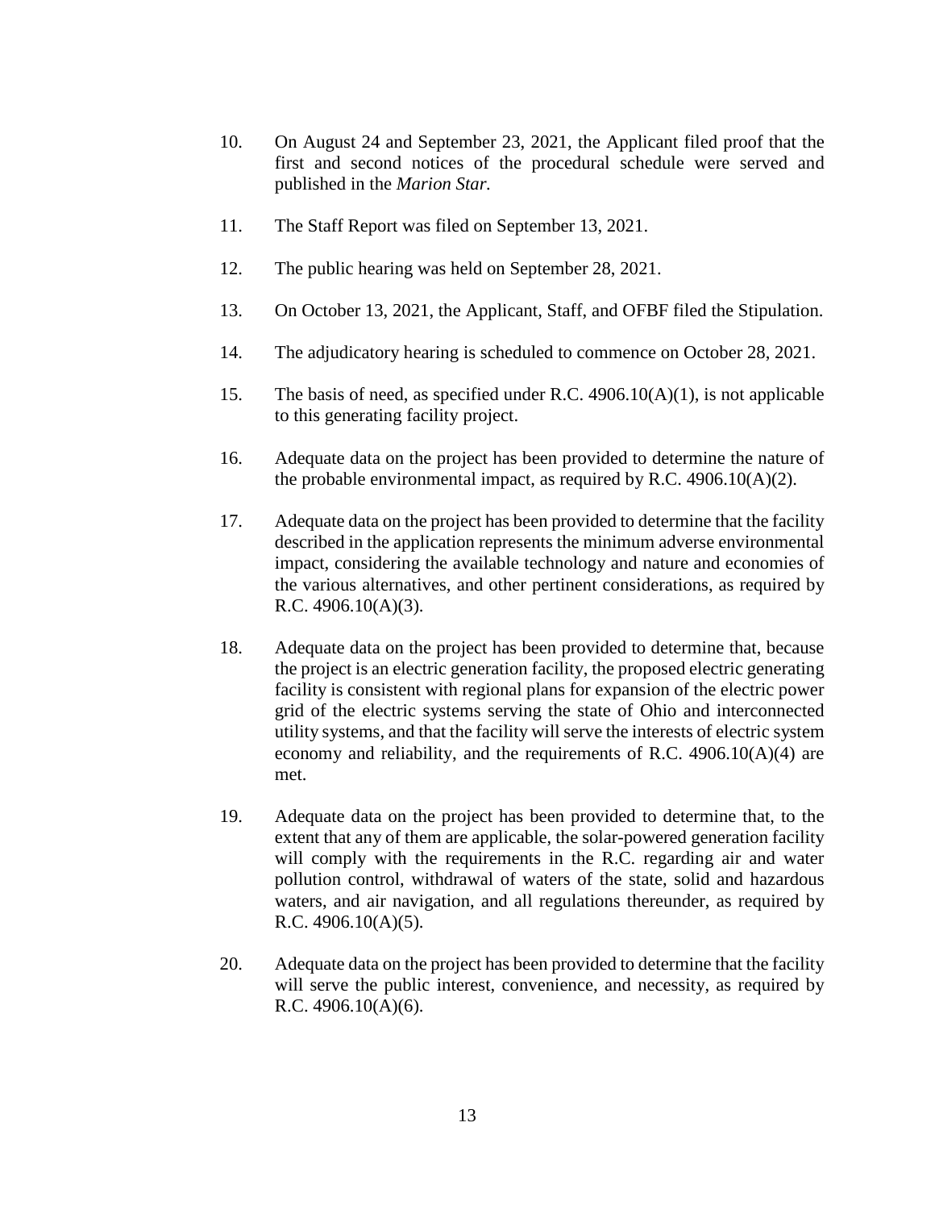10. On August 24 and September 23, 2021, the Applicant filed proof that the first and second notices of the procedural schedule were served and published in the *Marion Star.*

11. The Staff Report was filed on September 13, 2021.

12. The public hearing was held on September 28, 2021.

13. On October 13, 2021, the Applicant, Staff, and OFBF filed the Stipulation.

14. The adjudicatory hearing is scheduled to commence on October 28, 2021.

15. The basis of need, as specified under R.C. 4906.10(A)(1), is not applicable to this generating facility project.

16. Adequate data on the project has been provided to determine the nature of the probable environmental impact, as required by R.C. 4906.10(A)(2).

17. Adequate data on the project has been provided to determine that the facility described in the application represents the minimum adverse environmental impact, considering the available technology and nature and economies of the various alternatives, and other pertinent considerations, as required by R.C. 4906.10(A)(3).

18. Adequate data on the project has been provided to determine that, because the project is an electric generation facility, the proposed electric generating facility is consistent with regional plans for expansion of the electric power grid of the electric systems serving the state of Ohio and interconnected utility systems, and that the facility will serve the interests of electric system economy and reliability, and the requirements of R.C. 4906.10(A)(4) are met.

19. Adequate data on the project has been provided to determine that, to the extent that any of them are applicable, the solar-powered generation facility will comply with the requirements in the R.C. regarding air and water pollution control, withdrawal of waters of the state, solid and hazardous waters, and air navigation, and all regulations thereunder, as required by R.C. 4906.10(A)(5).

20. Adequate data on the project has been provided to determine that the facility will serve the public interest, convenience, and necessity, as required by R.C. 4906.10(A)(6).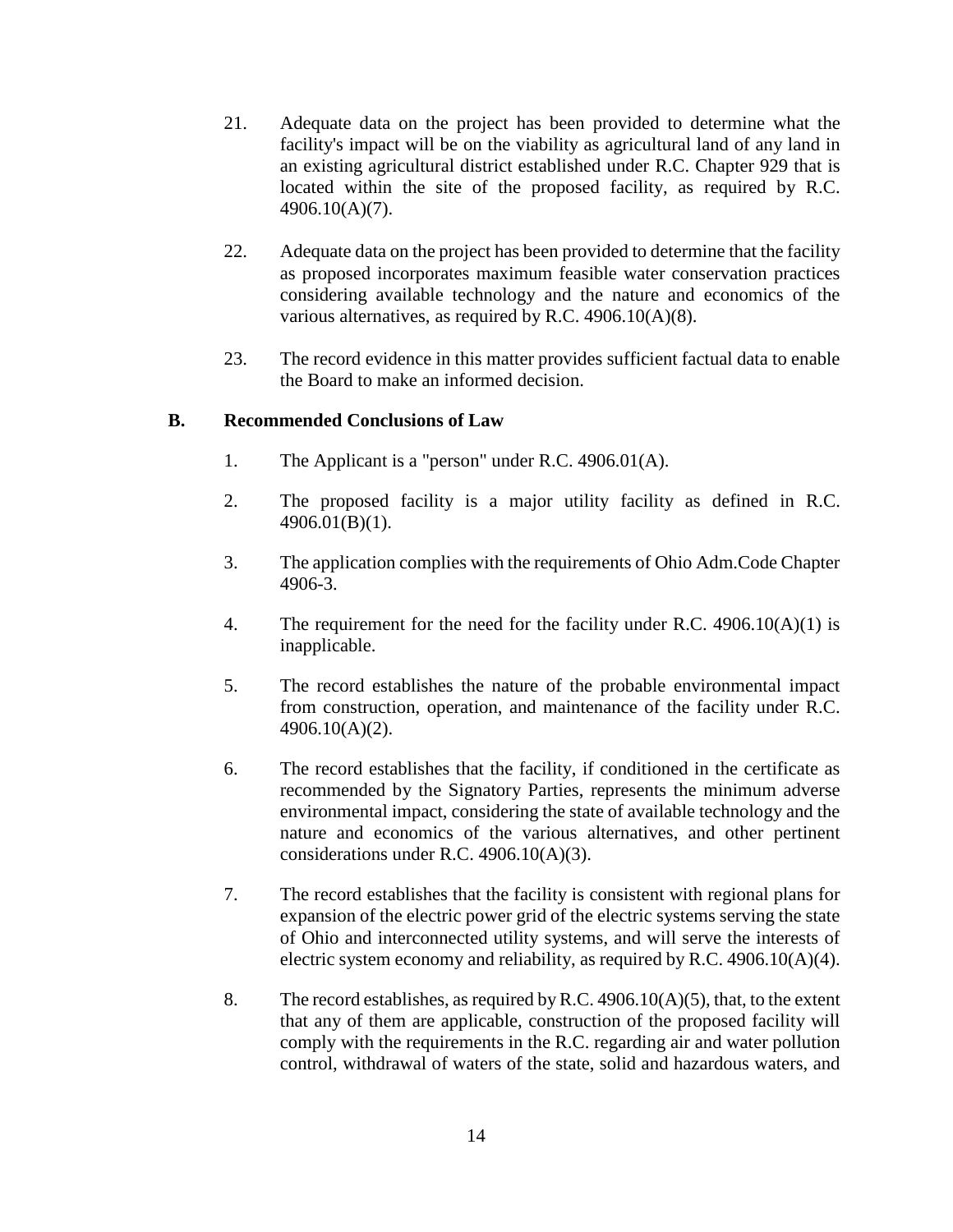21. Adequate data on the project has been provided to determine what the facility's impact will be on the viability as agricultural land of any land in an existing agricultural district established under R.C. Chapter 929 that is located within the site of the proposed facility, as required by R.C. 4906.10(A)(7).

22. Adequate data on the project has been provided to determine that the facility as proposed incorporates maximum feasible water conservation practices considering available technology and the nature and economics of the various alternatives, as required by R.C. 4906.10(A)(8).

23. The record evidence in this matter provides sufficient factual data to enable the Board to make an informed decision.

### B. Recommended Conclusions of Law

1. The Applicant is a "person" under R.C. 4906.01(A).

2. The proposed facility is a major utility facility as defined in R.C. 4906.01(B)(1).

3. The application complies with the requirements of Ohio Adm.Code Chapter 4906-3.

4. The requirement for the need for the facility under R.C. 4906.10(A)(1) is inapplicable.

5. The record establishes the nature of the probable environmental impact from construction, operation, and maintenance of the facility under R.C. 4906.10(A)(2).

6. The record establishes that the facility, if conditioned in the certificate as recommended by the Signatory Parties, represents the minimum adverse environmental impact, considering the state of available technology and the nature and economics of the various alternatives, and other pertinent considerations under R.C. 4906.10(A)(3).

7. The record establishes that the facility is consistent with regional plans for expansion of the electric power grid of the electric systems serving the state of Ohio and interconnected utility systems, and will serve the interests of electric system economy and reliability, as required by R.C. 4906.10(A)(4).

8. The record establishes, as required by R.C. 4906.10(A)(5), that, to the extent that any of them are applicable, construction of the proposed facility will comply with the requirements in the R.C. regarding air and water pollution control, withdrawal of waters of the state, solid and hazardous waters, and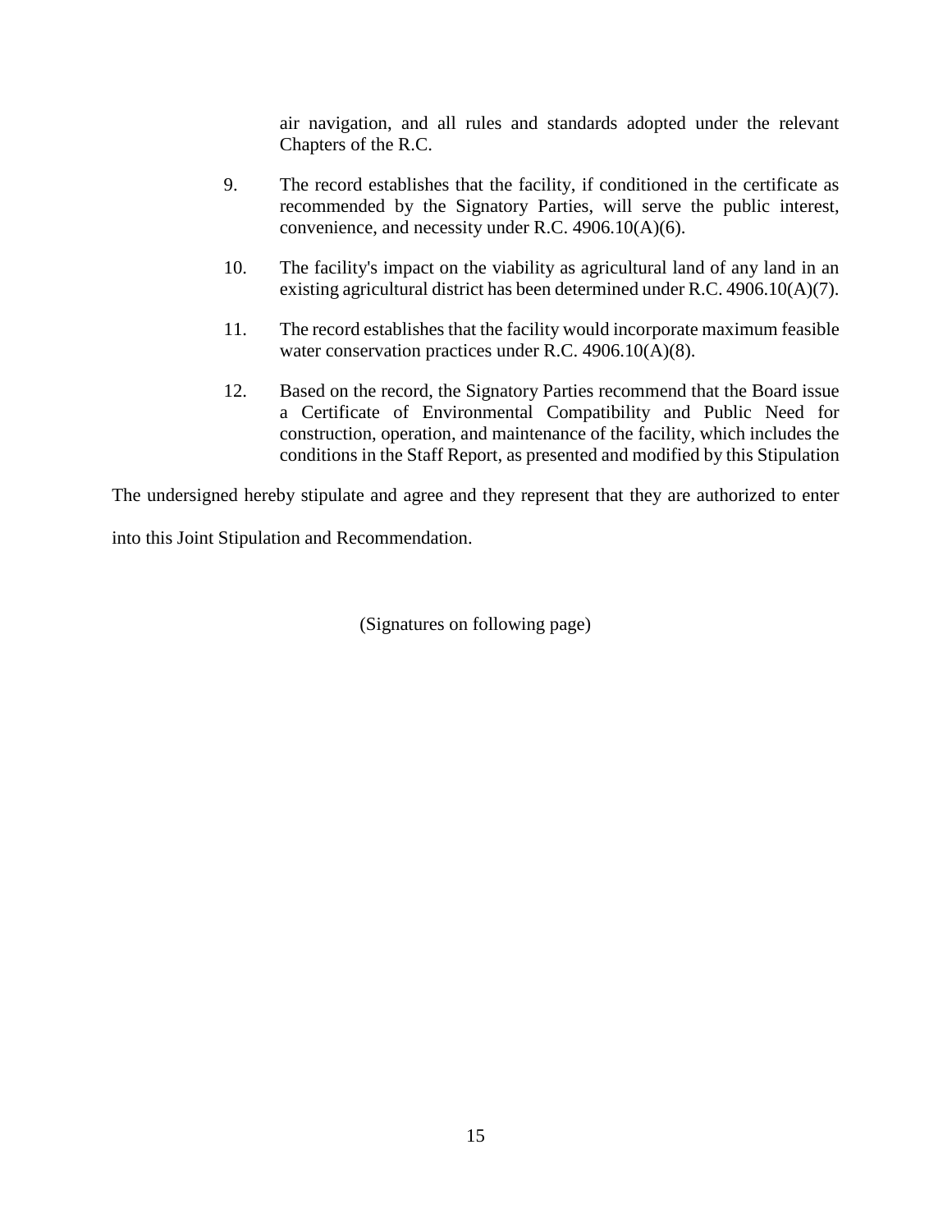air navigation, and all rules and standards adopted under the relevant Chapters of the R.C.

9. The record establishes that the facility, if conditioned in the certificate as recommended by the Signatory Parties, will serve the public interest, convenience, and necessity under R.C. 4906.10(A)(6).

10. The facility's impact on the viability as agricultural land of any land in an existing agricultural district has been determined under R.C. 4906.10(A)(7).

11. The record establishes that the facility would incorporate maximum feasible water conservation practices under R.C. 4906.10(A)(8).

12. Based on the record, the Signatory Parties recommend that the Board issue a Certificate of Environmental Compatibility and Public Need for construction, operation, and maintenance of the facility, which includes the conditions in the Staff Report, as presented and modified by this Stipulation

The undersigned hereby stipulate and agree and they represent that they are authorized to enter into this Joint Stipulation and Recommendation.

(Signatures on following page)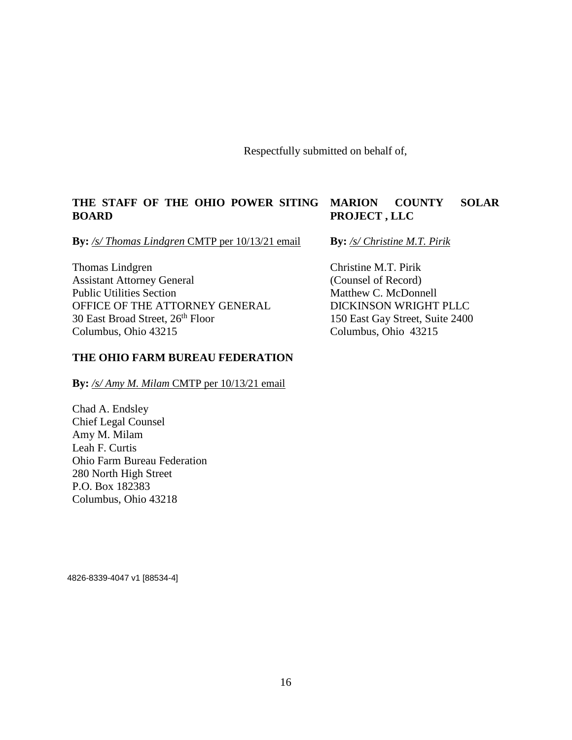Respectfully submitted on behalf of,

**THE STAFF OF THE OHIO POWER SITING BOARD**

**By:** *<u>/s/ Thomas Lindgren</u>* <u>CMTP per 10/13/21 email</u>

Thomas Lindgren
Assistant Attorney General
Public Utilities Section
OFFICE OF THE ATTORNEY GENERAL
30 East Broad Street, 26th Floor
Columbus, Ohio 43215

**MARION COUNTY SOLAR PROJECT , LLC**

**By:** *<u>/s/ Christine M.T. Pirik</u>*

Christine M.T. Pirik
(Counsel of Record)
Matthew C. McDonnell
DICKINSON WRIGHT PLLC
150 East Gay Street, Suite 2400
Columbus, Ohio 43215

**THE OHIO FARM BUREAU FEDERATION**

**By:** *<u>/s/ Amy M. Milam</u>* <u>CMTP per 10/13/21 email</u>

Chad A. Endsley
Chief Legal Counsel
Amy M. Milam
Leah F. Curtis
Ohio Farm Bureau Federation
280 North High Street
P.O. Box 182383
Columbus, Ohio 43218

4826-8339-4047 v1 [88534-4]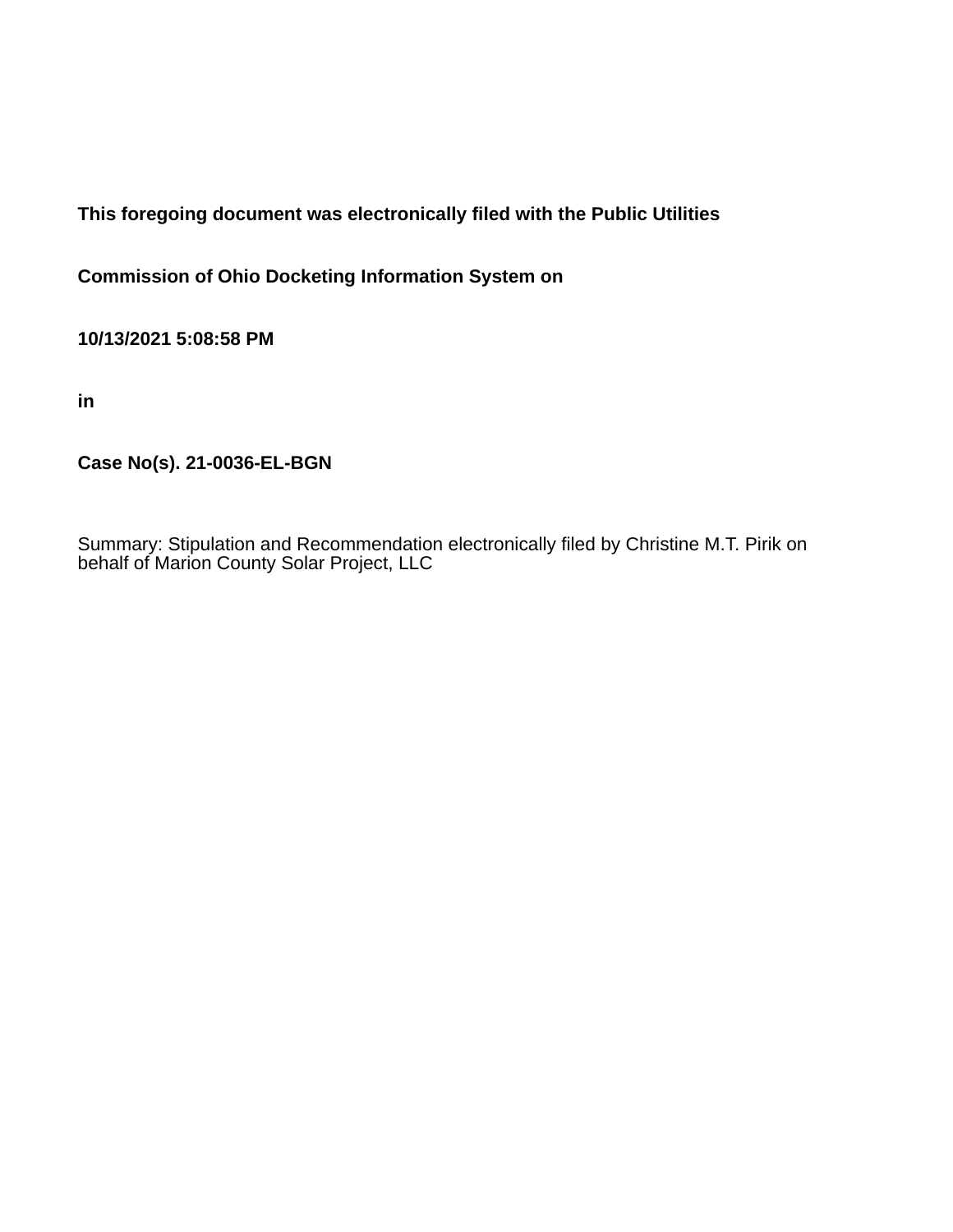**This foregoing document was electronically filed with the Public Utilities**

**Commission of Ohio Docketing Information System on**

**10/13/2021 5:08:58 PM**

**in**

**Case No(s). 21-0036-EL-BGN**

Summary: Stipulation and Recommendation electronically filed by Christine M.T. Pirik on behalf of Marion County Solar Project, LLC